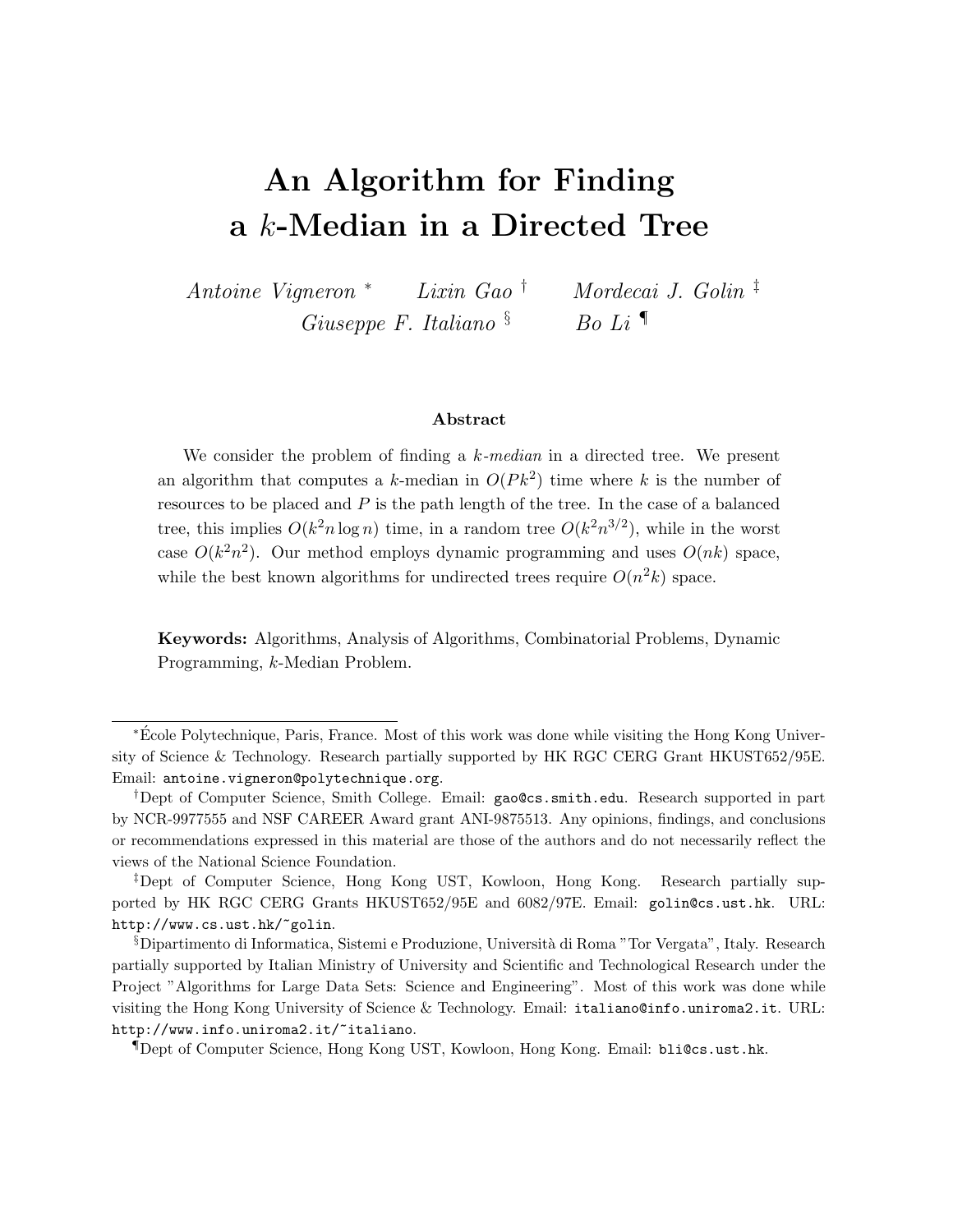# An Algorithm for Finding a $k$-Median in a Directed Tree

*Antoine Vigneron* [*] *Lixin Gao* [†] *Mordecai J. Golin* [‡] *Giuseppe F. Italiano* [§] *Bo Li* [¶]

### Abstract

We consider the problem of finding a *k-median* in a directed tree. We present an algorithm that computes a $k$-median in $O(Pk^2)$ time where $k$ is the number of resources to be placed and $P$ is the path length of the tree. In the case of a balanced tree, this implies $O(k^2 n \log n)$ time, in a random tree $O(k^2 n^{3/2})$, while in the worst case $O(k^2 n^2)$. Our method employs dynamic programming and uses $O(nk)$ space, while the best known algorithms for undirected trees require $O(n^2 k)$ space.

**Keywords:** Algorithms, Analysis of Algorithms, Combinatorial Problems, Dynamic Programming, $k$-Median Problem.

---

[*] École Polytechnique, Paris, France. Most of this work was done while visiting the Hong Kong University of Science & Technology. Research partially supported by HK RGC CERG Grant HKUST652/95E. Email: `antoine.vigneron@polytechnique.org`.

[†] Dept of Computer Science, Smith College. Email: `gao@cs.smith.edu`. Research supported in part by NCR-9977555 and NSF CAREER Award grant ANI-9875513. Any opinions, findings, and conclusions or recommendations expressed in this material are those of the authors and do not necessarily reflect the views of the National Science Foundation.

[‡] Dept of Computer Science, Hong Kong UST, Kowloon, Hong Kong. Research partially supported by HK RGC CERG Grants HKUST652/95E and 6082/97E. Email: `golin@cs.ust.hk`. URL: `http://www.cs.ust.hk/~golin`.

[§] Dipartimento di Informatica, Sistemi e Produzione, Università di Roma "Tor Vergata", Italy. Research partially supported by Italian Ministry of University and Scientific and Technological Research under the Project "Algorithms for Large Data Sets: Science and Engineering". Most of this work was done while visiting the Hong Kong University of Science & Technology. Email: `italiano@info.uniroma2.it`. URL: `http://www.info.uniroma2.it/~italiano`.

[¶] Dept of Computer Science, Hong Kong UST, Kowloon, Hong Kong. Email: `bli@cs.ust.hk`.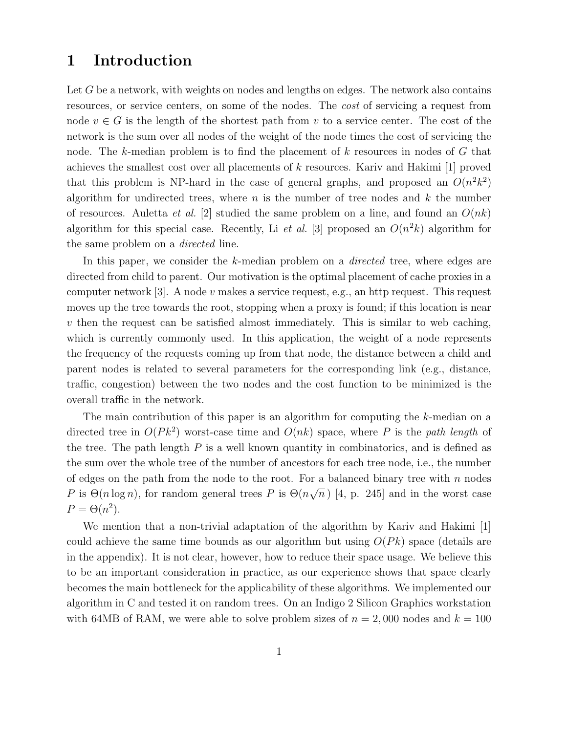# 1 Introduction

Let $G$ be a network, with weights on nodes and lengths on edges. The network also contains resources, or service centers, on some of the nodes. The *cost* of servicing a request from node $v \in G$ is the length of the shortest path from $v$ to a service center. The cost of the network is the sum over all nodes of the weight of the node times the cost of servicing the node. The $k$-median problem is to find the placement of $k$ resources in nodes of $G$ that achieves the smallest cost over all placements of $k$ resources. Kariv and Hakimi [1] proved that this problem is NP-hard in the case of general graphs, and proposed an $O(n^2k^2)$ algorithm for undirected trees, where $n$ is the number of tree nodes and $k$ the number of resources. Auletta *et al.* [2] studied the same problem on a line, and found an $O(nk)$ algorithm for this special case. Recently, Li *et al.* [3] proposed an $O(n^2k)$ algorithm for the same problem on a *directed* line.

In this paper, we consider the $k$-median problem on a *directed* tree, where edges are directed from child to parent. Our motivation is the optimal placement of cache proxies in a computer network [3]. A node $v$ makes a service request, e.g., an http request. This request moves up the tree towards the root, stopping when a proxy is found; if this location is near $v$ then the request can be satisfied almost immediately. This is similar to web caching, which is currently commonly used. In this application, the weight of a node represents the frequency of the requests coming up from that node, the distance between a child and parent nodes is related to several parameters for the corresponding link (e.g., distance, traffic, congestion) between the two nodes and the cost function to be minimized is the overall traffic in the network.

The main contribution of this paper is an algorithm for computing the $k$-median on a directed tree in $O(Pk^2)$ worst-case time and $O(nk)$ space, where $P$ is the *path length* of the tree. The path length $P$ is a well known quantity in combinatorics, and is defined as the sum over the whole tree of the number of ancestors for each tree node, i.e., the number of edges on the path from the node to the root. For a balanced binary tree with $n$ nodes $P$ is $\Theta(n \log n)$, for random general trees $P$ is $\Theta(n\sqrt{n}\,)$ [4, p. 245] and in the worst case $P = \Theta(n^2)$.

We mention that a non-trivial adaptation of the algorithm by Kariv and Hakimi [1] could achieve the same time bounds as our algorithm but using $O(Pk)$ space (details are in the appendix). It is not clear, however, how to reduce their space usage. We believe this to be an important consideration in practice, as our experience shows that space clearly becomes the main bottleneck for the applicability of these algorithms. We implemented our algorithm in C and tested it on random trees. On an Indigo 2 Silicon Graphics workstation with 64MB of RAM, we were able to solve problem sizes of $n = 2,000$ nodes and $k = 100$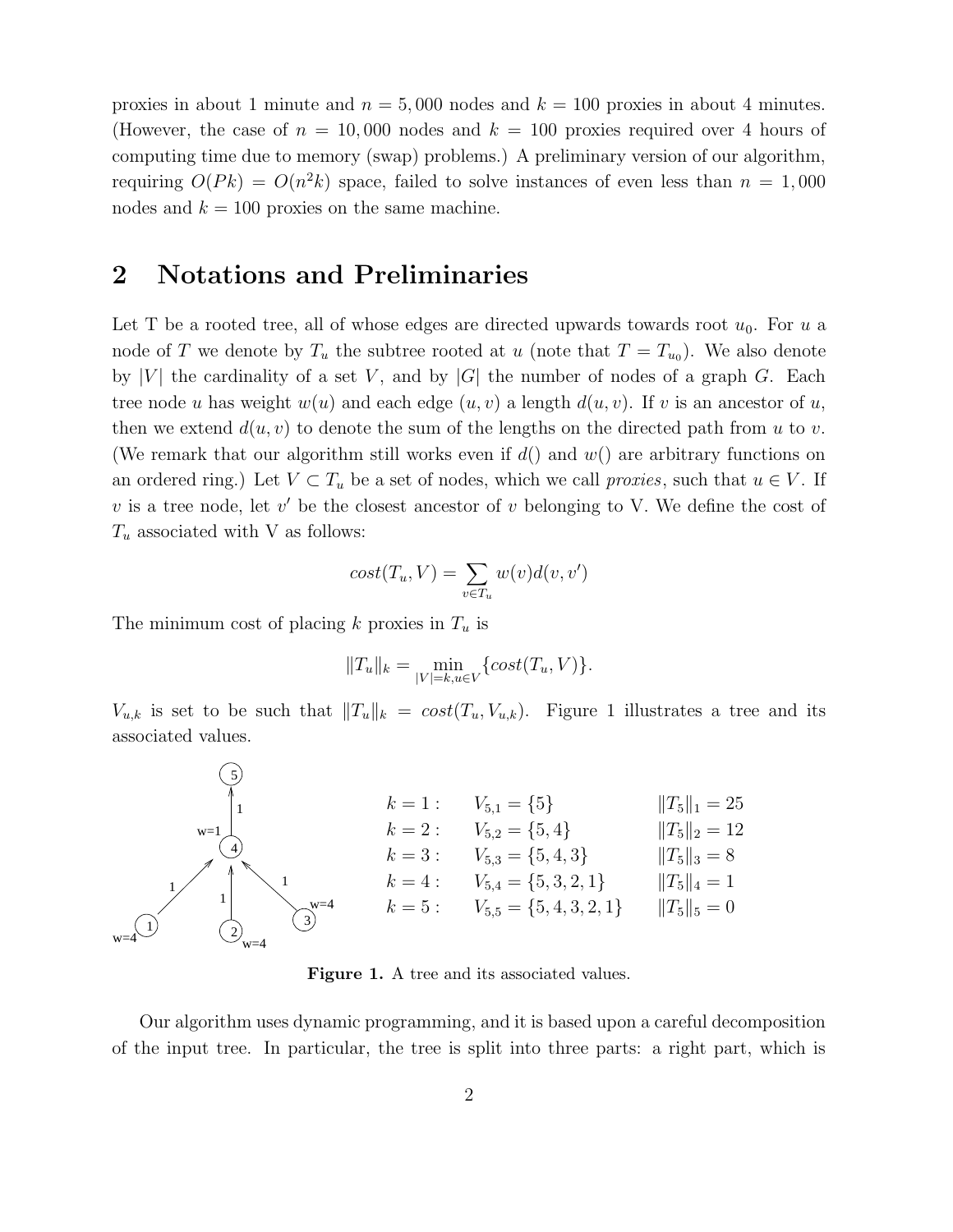proxies in about 1 minute and $n = 5,000$ nodes and $k = 100$ proxies in about 4 minutes. (However, the case of $n = 10,000$ nodes and $k = 100$ proxies required over 4 hours of computing time due to memory (swap) problems.) A preliminary version of our algorithm, requiring $O(Pk) = O(n^2k)$ space, failed to solve instances of even less than $n = 1,000$ nodes and $k = 100$ proxies on the same machine.

## 2 Notations and Preliminaries

Let T be a rooted tree, all of whose edges are directed upwards towards root $u_0$. For $u$ a node of $T$ we denote by $T_u$ the subtree rooted at $u$ (note that $T = T_{u_0}$). We also denote by $|V|$ the cardinality of a set $V$, and by $|G|$ the number of nodes of a graph $G$. Each tree node $u$ has weight $w(u)$ and each edge $(u, v)$ a length $d(u, v)$. If $v$ is an ancestor of $u$, then we extend $d(u, v)$ to denote the sum of the lengths on the directed path from $u$ to $v$. (We remark that our algorithm still works even if $d()$ and $w()$ are arbitrary functions on an ordered ring.) Let $V \subset T_u$ be a set of nodes, which we call *proxies*, such that $u \in V$. If $v$ is a tree node, let $v'$ be the closest ancestor of $v$ belonging to V. We define the cost of $T_u$ associated with V as follows:

$$cost(T_u, V) = \sum_{v \in T_u} w(v)d(v, v')$$

The minimum cost of placing $k$ proxies in $T_u$ is

$$\|T_u\|_k = \min_{|V|=k, u \in V} \{cost(T_u, V)\}.$$

$V_{u,k}$ is set to be such that $\|T_u\|_k = cost(T_u, V_{u,k})$. Figure 1 illustrates a tree and its associated values.

| | | |
|---|---|---|
| $k = 1:$ | $V_{5,1} = \{5\}$ | $\|T_5\|_1 = 25$ |
| $k = 2:$ | $V_{5,2} = \{5, 4\}$ | $\|T_5\|_2 = 12$ |
| $k = 3:$ | $V_{5,3} = \{5, 4, 3\}$ | $\|T_5\|_3 = 8$ |
| $k = 4:$ | $V_{5,4} = \{5, 3, 2, 1\}$ | $\|T_5\|_4 = 1$ |
| $k = 5:$ | $V_{5,5} = \{5, 4, 3, 2, 1\}$ | $\|T_5\|_5 = 0$ |

**Figure 1.** A tree and its associated values.

Our algorithm uses dynamic programming, and it is based upon a careful decomposition of the input tree. In particular, the tree is split into three parts: a right part, which is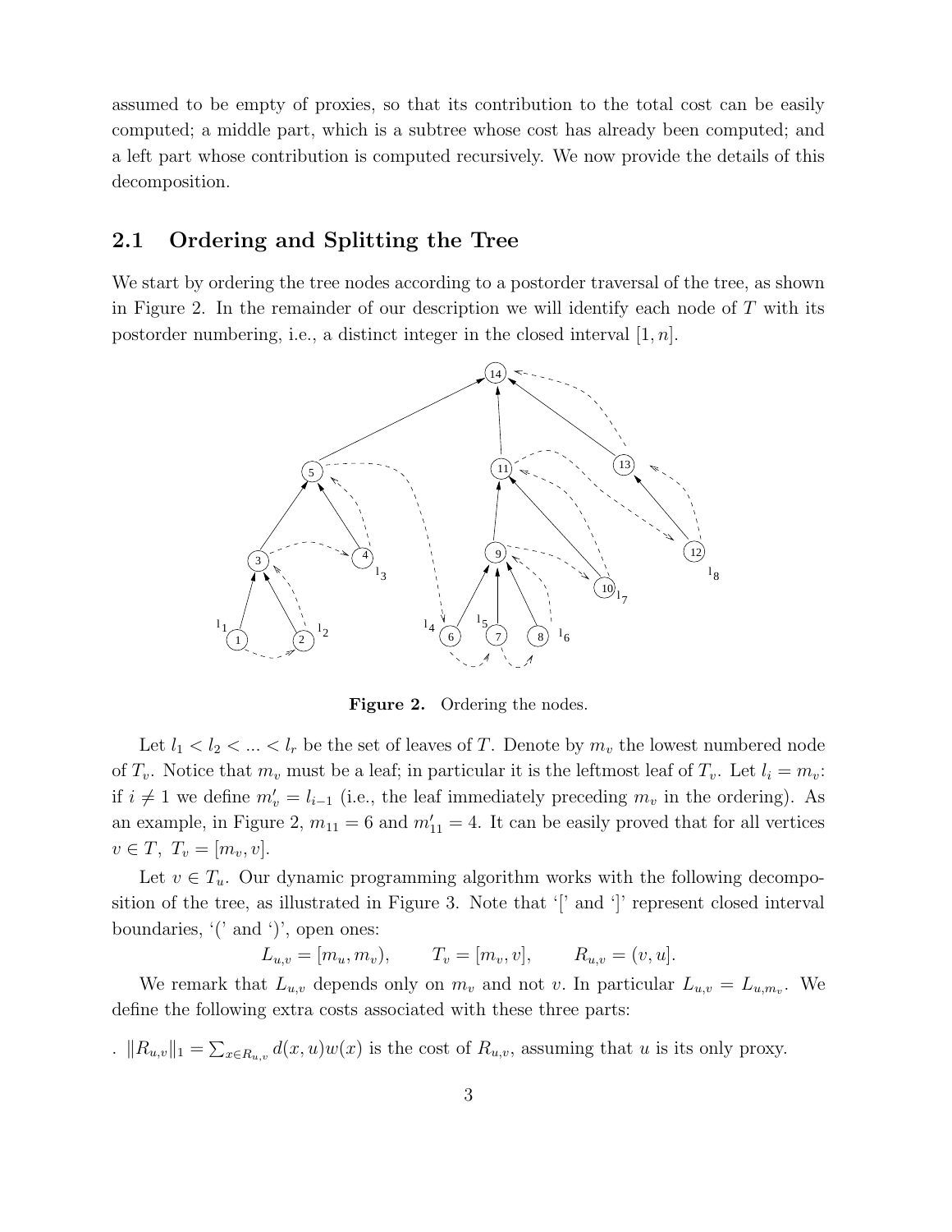assumed to be empty of proxies, so that its contribution to the total cost can be easily computed; a middle part, which is a subtree whose cost has already been computed; and a left part whose contribution is computed recursively. We now provide the details of this decomposition.

## 2.1 Ordering and Splitting the Tree

We start by ordering the tree nodes according to a postorder traversal of the tree, as shown in Figure 2. In the remainder of our description we will identify each node of $T$ with its postorder numbering, i.e., a distinct integer in the closed interval $[1, n]$.

**Figure 2.** Ordering the nodes.

Let $l_1 < l_2 < ... < l_r$ be the set of leaves of $T$. Denote by $m_v$ the lowest numbered node of $T_v$. Notice that $m_v$ must be a leaf; in particular it is the leftmost leaf of $T_v$. Let $l_i = m_v$: if $i \neq 1$ we define $m'_v = l_{i-1}$ (i.e., the leaf immediately preceding $m_v$ in the ordering). As an example, in Figure 2, $m_{11} = 6$ and $m'_{11} = 4$. It can be easily proved that for all vertices $v \in T$, $T_v = [m_v, v]$.

Let $v \in T_u$. Our dynamic programming algorithm works with the following decomposition of the tree, as illustrated in Figure 3. Note that '[' and ']' represent closed interval boundaries, '(' and ')', open ones:

$$L_{u,v} = [m_u, m_v), \qquad T_v = [m_v, v], \qquad R_{u,v} = (v, u].$$

We remark that $L_{u,v}$ depends only on $m_v$ and not $v$. In particular $L_{u,v} = L_{u,m_v}$. We define the following extra costs associated with these three parts:

. $\|R_{u,v}\|_1 = \sum_{x \in R_{u,v}} d(x, u)w(x)$ is the cost of $R_{u,v}$, assuming that $u$ is its only proxy.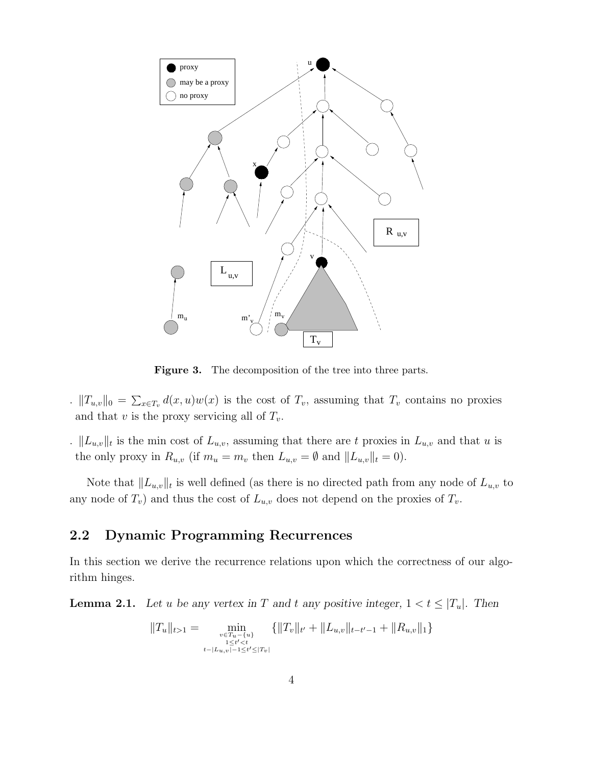**Figure 3.** The decomposition of the tree into three parts.

- $\|T_{u,v}\|_0 = \sum_{x \in T_v} d(x,u)w(x)$ is the cost of $T_v$, assuming that $T_v$ contains no proxies and that $v$ is the proxy servicing all of $T_v$.
- $\|L_{u,v}\|_t$ is the min cost of $L_{u,v}$, assuming that there are $t$ proxies in $L_{u,v}$ and that $u$ is the only proxy in $R_{u,v}$ (if $m_u = m_v$ then $L_{u,v} = \emptyset$ and $\|L_{u,v}\|_t = 0$).

Note that $\|L_{u,v}\|_t$ is well defined (as there is no directed path from any node of $L_{u,v}$ to any node of $T_v$) and thus the cost of $L_{u,v}$ does not depend on the proxies of $T_v$.

## 2.2 Dynamic Programming Recurrences

In this section we derive the recurrence relations upon which the correctness of our algorithm hinges.

**Lemma 2.1.** *Let $u$ be any vertex in $T$ and $t$ any positive integer, $1 < t \leq |T_u|$. Then*

$$\|T_u\|_{t>1} = \min_{\substack{v \in T_u - \{u\} \\ 1 \leq t' < t \\ t - |L_{u,v}| - 1 \leq t' \leq |T_v|}} \{\|T_v\|_{t'} + \|L_{u,v}\|_{t-t'-1} + \|R_{u,v}\|_1\}$$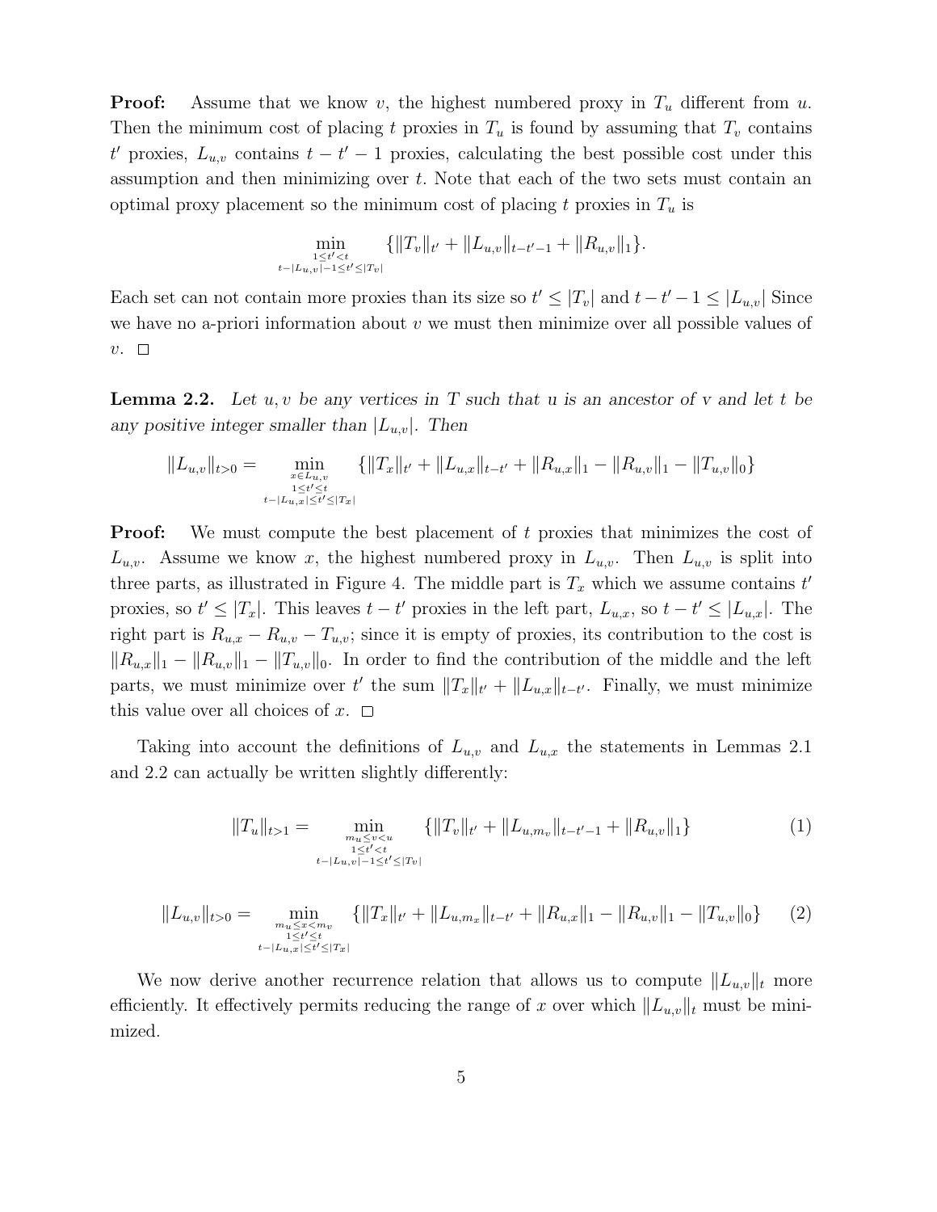**Proof:** Assume that we know $v$, the highest numbered proxy in $T_u$ different from $u$. Then the minimum cost of placing $t$ proxies in $T_u$ is found by assuming that $T_v$ contains $t'$ proxies, $L_{u,v}$ contains $t - t' - 1$ proxies, calculating the best possible cost under this assumption and then minimizing over $t$. Note that each of the two sets must contain an optimal proxy placement so the minimum cost of placing $t$ proxies in $T_u$ is

$$\min_{\substack{1 \le t' < t \\ t - |L_{u,v}| - 1 \le t' \le |T_v|}} \{\|T_v\|_{t'} + \|L_{u,v}\|_{t-t'-1} + \|R_{u,v}\|_1\}.$$

Each set can not contain more proxies than its size so $t' \le |T_v|$ and $t - t' - 1 \le |L_{u,v}|$ Since we have no a-priori information about $v$ we must then minimize over all possible values of $v$. □

**Lemma 2.2.** *Let $u, v$ be any vertices in $T$ such that $u$ is an ancestor of $v$ and let $t$ be any positive integer smaller than $|L_{u,v}|$. Then*

$$\|L_{u,v}\|_{t>0} = \min_{\substack{x \in L_{u,v} \\ 1 \le t' \le t \\ t - |L_{u,x}| \le t' \le |T_x|}} \{\|T_x\|_{t'} + \|L_{u,x}\|_{t-t'} + \|R_{u,x}\|_1 - \|R_{u,v}\|_1 - \|T_{u,v}\|_0\}$$

**Proof:** We must compute the best placement of $t$ proxies that minimizes the cost of $L_{u,v}$. Assume we know $x$, the highest numbered proxy in $L_{u,v}$. Then $L_{u,v}$ is split into three parts, as illustrated in Figure 4. The middle part is $T_x$ which we assume contains $t'$ proxies, so $t' \le |T_x|$. This leaves $t - t'$ proxies in the left part, $L_{u,x}$, so $t - t' \le |L_{u,x}|$. The right part is $R_{u,x} - R_{u,v} - T_{u,v}$; since it is empty of proxies, its contribution to the cost is $\|R_{u,x}\|_1 - \|R_{u,v}\|_1 - \|T_{u,v}\|_0$. In order to find the contribution of the middle and the left parts, we must minimize over $t'$ the sum $\|T_x\|_{t'} + \|L_{u,x}\|_{t-t'}$. Finally, we must minimize this value over all choices of $x$. □

Taking into account the definitions of $L_{u,v}$ and $L_{u,x}$ the statements in Lemmas 2.1 and 2.2 can actually be written slightly differently:

$$\|T_u\|_{t>1} = \min_{\substack{m_u \le v < u \\ 1 \le t' < t \\ t - |L_{u,v}| - 1 \le t' \le |T_v|}} \{\|T_v\|_{t'} + \|L_{u,m_v}\|_{t-t'-1} + \|R_{u,v}\|_1\} \tag{1}$$

$$\|L_{u,v}\|_{t>0} = \min_{\substack{m_u \le x < m_v \\ 1 \le t' \le t \\ t - |L_{u,x}| \le t' \le |T_x|}} \{\|T_x\|_{t'} + \|L_{u,m_x}\|_{t-t'} + \|R_{u,x}\|_1 - \|R_{u,v}\|_1 - \|T_{u,v}\|_0\} \tag{2}$$

We now derive another recurrence relation that allows us to compute $\|L_{u,v}\|_t$ more efficiently. It effectively permits reducing the range of $x$ over which $\|L_{u,v}\|_t$ must be minimized.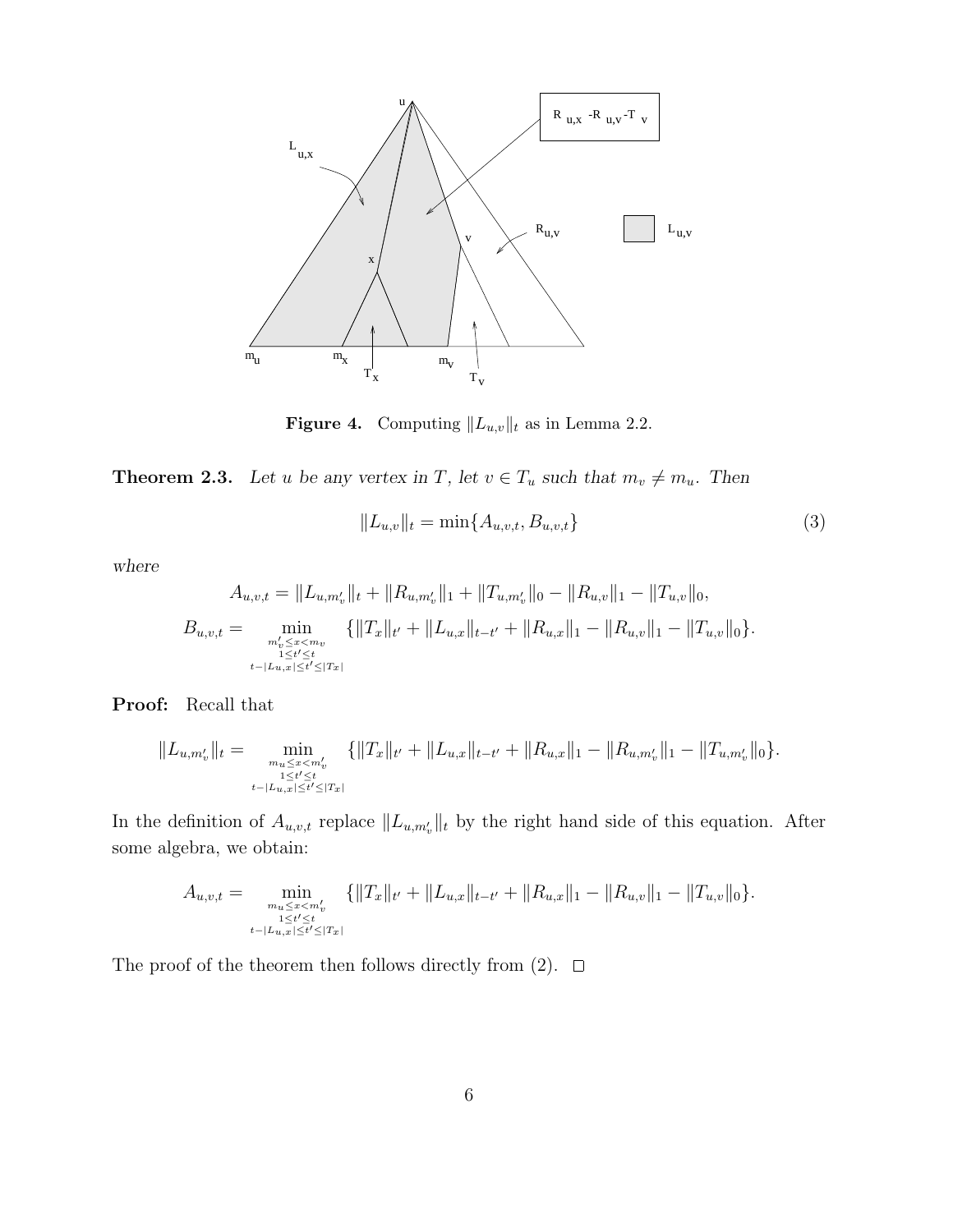**Figure 4.** Computing $\|L_{u,v}\|_t$ as in Lemma 2.2.

**Theorem 2.3.** *Let $u$ be any vertex in $T$, let $v \in T_u$ such that $m_v \neq m_u$. Then*

$$\|L_{u,v}\|_t = \min\{A_{u,v,t}, B_{u,v,t}\} \tag{3}$$

*where*

$$A_{u,v,t} = \|L_{u,m'_v}\|_t + \|R_{u,m'_v}\|_1 + \|T_{u,m'_v}\|_0 - \|R_{u,v}\|_1 - \|T_{u,v}\|_0,$$

$$B_{u,v,t} = \min_{\substack{m'_v \leq x < m_v \\ 1 \leq t' \leq t \\ t-|L_{u,x}| \leq t' \leq |T_x|}} \{\|T_x\|_{t'} + \|L_{u,x}\|_{t-t'} + \|R_{u,x}\|_1 - \|R_{u,v}\|_1 - \|T_{u,v}\|_0\}.$$

**Proof:** Recall that

$$\|L_{u,m'_v}\|_t = \min_{\substack{m_u \leq x < m'_v \\ 1 \leq t' \leq t \\ t-|L_{u,x}| \leq t' \leq |T_x|}} \{\|T_x\|_{t'} + \|L_{u,x}\|_{t-t'} + \|R_{u,x}\|_1 - \|R_{u,m'_v}\|_1 - \|T_{u,m'_v}\|_0\}.$$

In the definition of $A_{u,v,t}$ replace $\|L_{u,m'_v}\|_t$ by the right hand side of this equation. After some algebra, we obtain:

$$A_{u,v,t} = \min_{\substack{m_u \leq x < m'_v \\ 1 \leq t' \leq t \\ t-|L_{u,x}| \leq t' \leq |T_x|}} \{\|T_x\|_{t'} + \|L_{u,x}\|_{t-t'} + \|R_{u,x}\|_1 - \|R_{u,v}\|_1 - \|T_{u,v}\|_0\}.$$

The proof of the theorem then follows directly from (2). □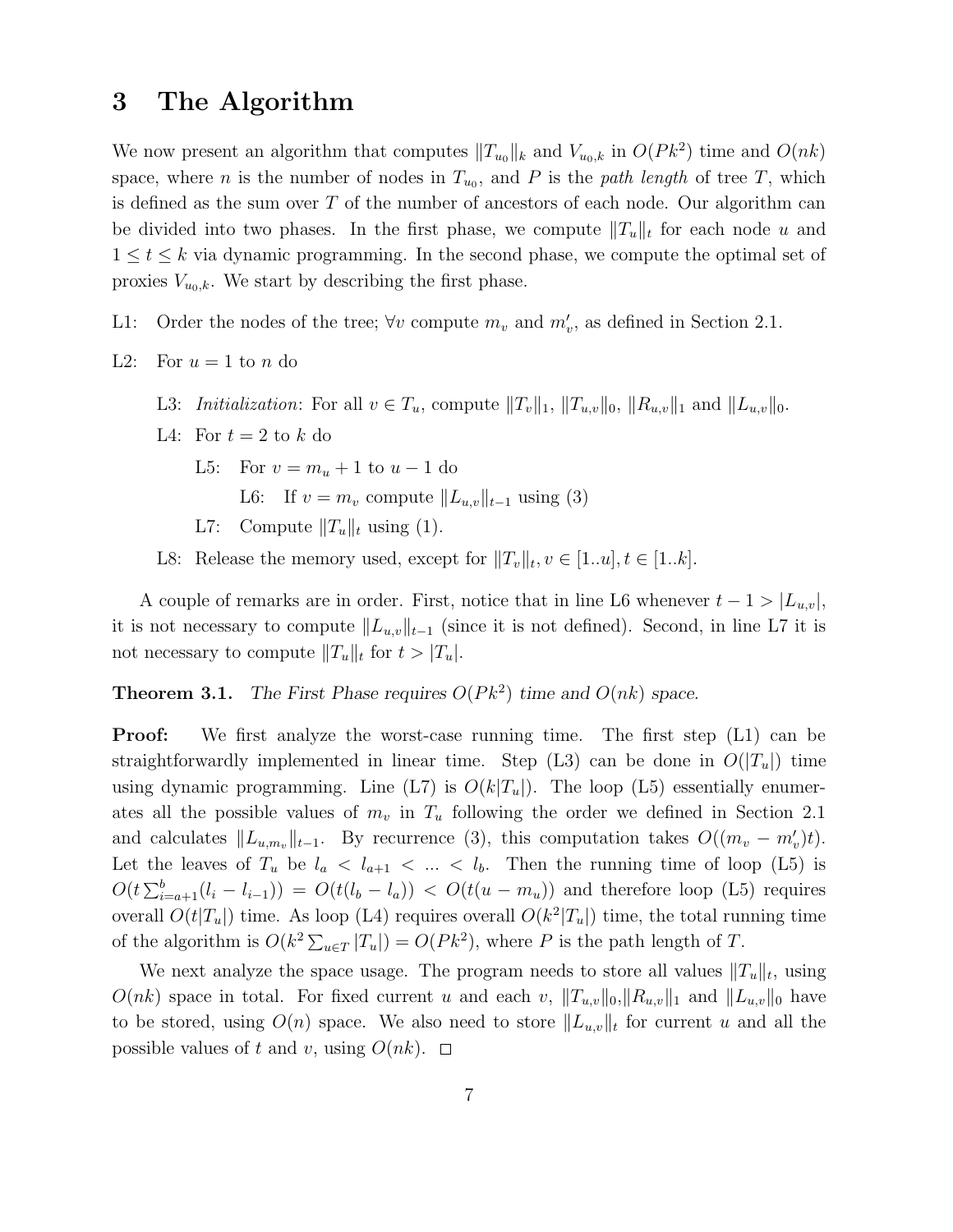# 3 The Algorithm

We now present an algorithm that computes $\|T_{u_0}\|_k$ and $V_{u_0,k}$ in $O(Pk^2)$ time and $O(nk)$ space, where $n$ is the number of nodes in $T_{u_0}$, and $P$ is the *path length* of tree $T$, which is defined as the sum over $T$ of the number of ancestors of each node. Our algorithm can be divided into two phases. In the first phase, we compute $\|T_u\|_t$ for each node $u$ and $1 \le t \le k$ via dynamic programming. In the second phase, we compute the optimal set of proxies $V_{u_0,k}$. We start by describing the first phase.

L1: Order the nodes of the tree; $\forall v$ compute $m_v$ and $m'_v$, as defined in Section 2.1.

L2: For $u = 1$ to $n$ do

- L3: *Initialization*: For all $v \in T_u$, compute $\|T_v\|_1$, $\|T_{u,v}\|_0$, $\|R_{u,v}\|_1$ and $\|L_{u,v}\|_0$.
- L4: For $t = 2$ to $k$ do
  - L5: For $v = m_u + 1$ to $u - 1$ do
    - L6: If $v = m_v$ compute $\|L_{u,v}\|_{t-1}$ using (3)
  - L7: Compute $\|T_u\|_t$ using (1).
- L8: Release the memory used, except for $\|T_v\|_t, v \in [1..u], t \in [1..k]$.

A couple of remarks are in order. First, notice that in line L6 whenever $t - 1 > |L_{u,v}|$, it is not necessary to compute $\|L_{u,v}\|_{t-1}$ (since it is not defined). Second, in line L7 it is not necessary to compute $\|T_u\|_t$ for $t > |T_u|$.

**Theorem 3.1.** *The First Phase requires $O(Pk^2)$ time and $O(nk)$ space.*

**Proof:** We first analyze the worst-case running time. The first step (L1) can be straightforwardly implemented in linear time. Step (L3) can be done in $O(|T_u|)$ time using dynamic programming. Line (L7) is $O(k|T_u|)$. The loop (L5) essentially enumerates all the possible values of $m_v$ in $T_u$ following the order we defined in Section 2.1 and calculates $\|L_{u,m_v}\|_{t-1}$. By recurrence (3), this computation takes $O((m_v - m'_v)t)$. Let the leaves of $T_u$ be $l_a < l_{a+1} < \ldots < l_b$. Then the running time of loop (L5) is $O(t\sum_{i=a+1}^{b}(l_i - l_{i-1})) = O(t(l_b - l_a)) < O(t(u - m_u))$ and therefore loop (L5) requires overall $O(t|T_u|)$ time. As loop (L4) requires overall $O(k^2|T_u|)$ time, the total running time of the algorithm is $O(k^2 \sum_{u \in T} |T_u|) = O(Pk^2)$, where $P$ is the path length of $T$.

We next analyze the space usage. The program needs to store all values $\|T_u\|_t$, using $O(nk)$ space in total. For fixed current $u$ and each $v$, $\|T_{u,v}\|_0$, $\|R_{u,v}\|_1$ and $\|L_{u,v}\|_0$ have to be stored, using $O(n)$ space. We also need to store $\|L_{u,v}\|_t$ for current $u$ and all the possible values of $t$ and $v$, using $O(nk)$. □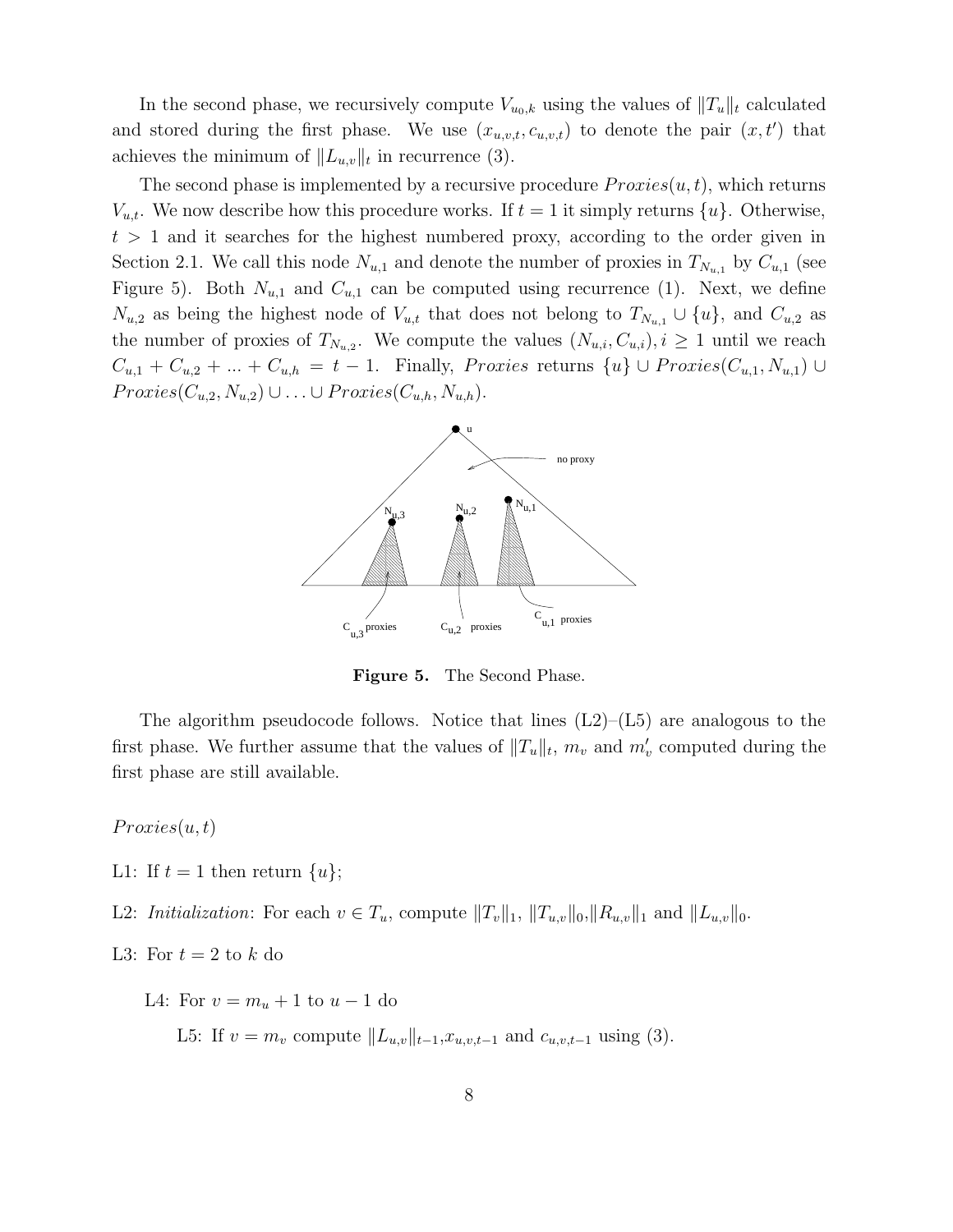In the second phase, we recursively compute $V_{u_0,k}$ using the values of $\|T_u\|_t$ calculated and stored during the first phase. We use $(x_{u,v,t}, c_{u,v,t})$ to denote the pair $(x, t')$ that achieves the minimum of $\|L_{u,v}\|_t$ in recurrence (3).

The second phase is implemented by a recursive procedure $Proxies(u, t)$, which returns $V_{u,t}$. We now describe how this procedure works. If $t = 1$ it simply returns $\{u\}$. Otherwise, $t > 1$ and it searches for the highest numbered proxy, according to the order given in Section 2.1. We call this node $N_{u,1}$ and denote the number of proxies in $T_{N_{u,1}}$ by $C_{u,1}$ (see Figure 5). Both $N_{u,1}$ and $C_{u,1}$ can be computed using recurrence (1). Next, we define $N_{u,2}$ as being the highest node of $V_{u,t}$ that does not belong to $T_{N_{u,1}} \cup \{u\}$, and $C_{u,2}$ as the number of proxies of $T_{N_{u,2}}$. We compute the values $(N_{u,i}, C_{u,i}), i \geq 1$ until we reach $C_{u,1} + C_{u,2} + ... + C_{u,h} = t - 1$. Finally, $Proxies$ returns $\{u\} \cup Proxies(C_{u,1}, N_{u,1}) \cup Proxies(C_{u,2}, N_{u,2}) \cup \ldots \cup Proxies(C_{u,h}, N_{u,h})$.

**Figure 5.** The Second Phase.

The algorithm pseudocode follows. Notice that lines (L2)–(L5) are analogous to the first phase. We further assume that the values of $\|T_u\|_t$, $m_v$ and $m'_v$ computed during the first phase are still available.

$Proxies(u, t)$

L1: If $t = 1$ then return $\{u\}$;

L2: *Initialization*: For each $v \in T_u$, compute $\|T_v\|_1$, $\|T_{u,v}\|_0$, $\|R_{u,v}\|_1$ and $\|L_{u,v}\|_0$.

L3: For $t = 2$ to $k$ do

L4: For $v = m_u + 1$ to $u - 1$ do

L5: If $v = m_v$ compute $\|L_{u,v}\|_{t-1}$, $x_{u,v,t-1}$ and $c_{u,v,t-1}$ using (3).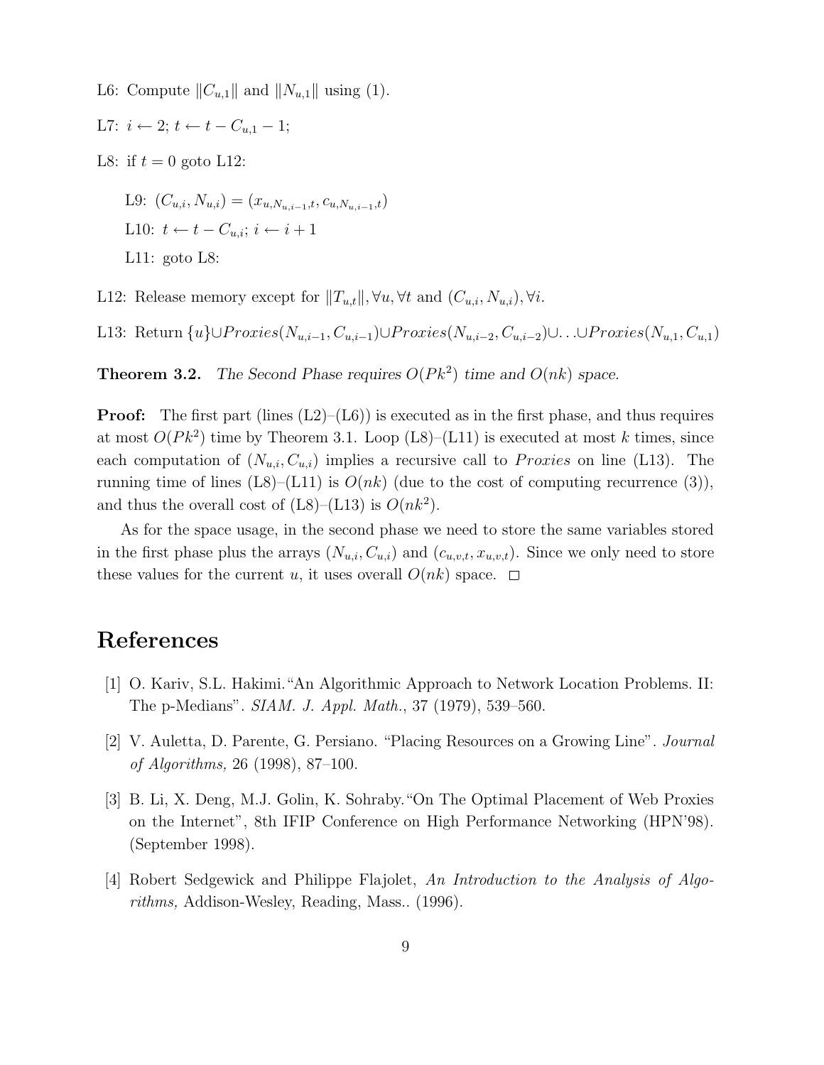L6: Compute $\|C_{u,1}\|$ and $\|N_{u,1}\|$ using (1).

L7: $i \leftarrow 2$; $t \leftarrow t - C_{u,1} - 1$;

L8: if $t = 0$ goto L12:

> L9: $(C_{u,i}, N_{u,i}) = (x_{u,N_{u,i-1},t}, c_{u,N_{u,i-1},t})$
>
> L10: $t \leftarrow t - C_{u,i}$; $i \leftarrow i + 1$
>
> L11: goto L8:

L12: Release memory except for $\|T_{u,t}\|, \forall u, \forall t$ and $(C_{u,i}, N_{u,i}), \forall i$.

L13: Return $\{u\} \cup Proxies(N_{u,i-1}, C_{u,i-1}) \cup Proxies(N_{u,i-2}, C_{u,i-2}) \cup \ldots \cup Proxies(N_{u,1}, C_{u,1})$

**Theorem 3.2.** *The Second Phase requires $O(Pk^2)$ time and $O(nk)$ space.*

**Proof:** The first part (lines (L2)–(L6)) is executed as in the first phase, and thus requires at most $O(Pk^2)$ time by Theorem 3.1. Loop (L8)–(L11) is executed at most $k$ times, since each computation of $(N_{u,i}, C_{u,i})$ implies a recursive call to *Proxies* on line (L13). The running time of lines (L8)–(L11) is $O(nk)$ (due to the cost of computing recurrence (3)), and thus the overall cost of (L8)–(L13) is $O(nk^2)$.

As for the space usage, in the second phase we need to store the same variables stored in the first phase plus the arrays $(N_{u,i}, C_{u,i})$ and $(c_{u,v,t}, x_{u,v,t})$. Since we only need to store these values for the current $u$, it uses overall $O(nk)$ space. □

# References

[1] O. Kariv, S.L. Hakimi. "An Algorithmic Approach to Network Location Problems. II: The p-Medians". *SIAM. J. Appl. Math.*, 37 (1979), 539–560.

[2] V. Auletta, D. Parente, G. Persiano. "Placing Resources on a Growing Line". *Journal of Algorithms,* 26 (1998), 87–100.

[3] B. Li, X. Deng, M.J. Golin, K. Sohraby. "On The Optimal Placement of Web Proxies on the Internet", 8th IFIP Conference on High Performance Networking (HPN'98). (September 1998).

[4] Robert Sedgewick and Philippe Flajolet, *An Introduction to the Analysis of Algorithms,* Addison-Wesley, Reading, Mass.. (1996).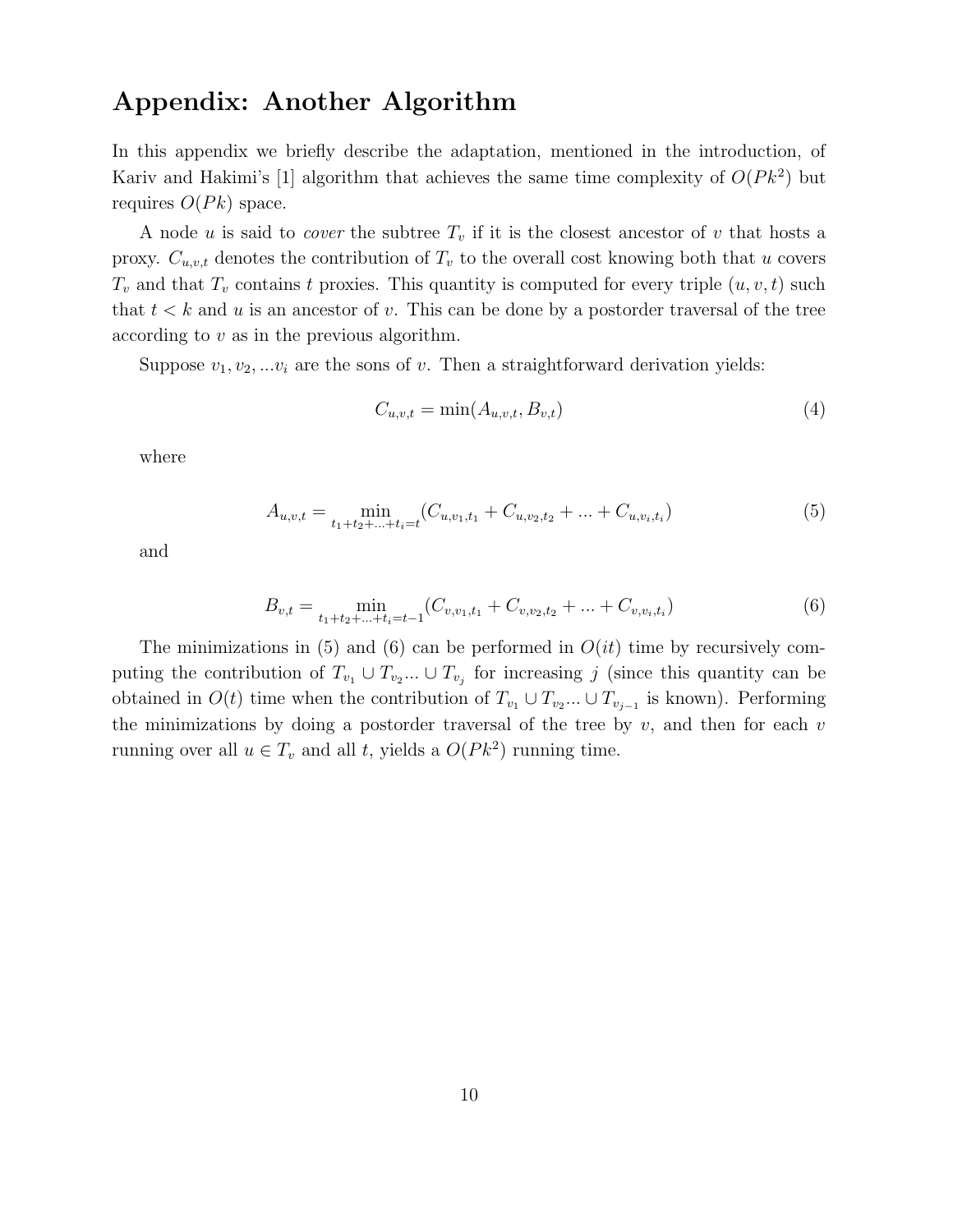## Appendix: Another Algorithm

In this appendix we briefly describe the adaptation, mentioned in the introduction, of Kariv and Hakimi's [1] algorithm that achieves the same time complexity of $O(Pk^2)$ but requires $O(Pk)$ space.

A node $u$ is said to *cover* the subtree $T_v$ if it is the closest ancestor of $v$ that hosts a proxy. $C_{u,v,t}$ denotes the contribution of $T_v$ to the overall cost knowing both that $u$ covers $T_v$ and that $T_v$ contains $t$ proxies. This quantity is computed for every triple $(u, v, t)$ such that $t < k$ and $u$ is an ancestor of $v$. This can be done by a postorder traversal of the tree according to $v$ as in the previous algorithm.

Suppose $v_1, v_2, ...v_i$ are the sons of $v$. Then a straightforward derivation yields:

$$C_{u,v,t} = \min(A_{u,v,t}, B_{v,t}) \tag{4}$$

where

$$A_{u,v,t} = \min_{t_1+t_2+...+t_i=t}(C_{u,v_1,t_1} + C_{u,v_2,t_2} + ... + C_{u,v_i,t_i}) \tag{5}$$

and

$$B_{v,t} = \min_{t_1+t_2+...+t_i=t-1}(C_{v,v_1,t_1} + C_{v,v_2,t_2} + ... + C_{v,v_i,t_i}) \tag{6}$$

The minimizations in (5) and (6) can be performed in $O(it)$ time by recursively computing the contribution of $T_{v_1} \cup T_{v_2} ... \cup T_{v_j}$ for increasing $j$ (since this quantity can be obtained in $O(t)$ time when the contribution of $T_{v_1} \cup T_{v_2} ... \cup T_{v_{j-1}}$ is known). Performing the minimizations by doing a postorder traversal of the tree by $v$, and then for each $v$ running over all $u \in T_v$ and all $t$, yields a $O(Pk^2)$ running time.